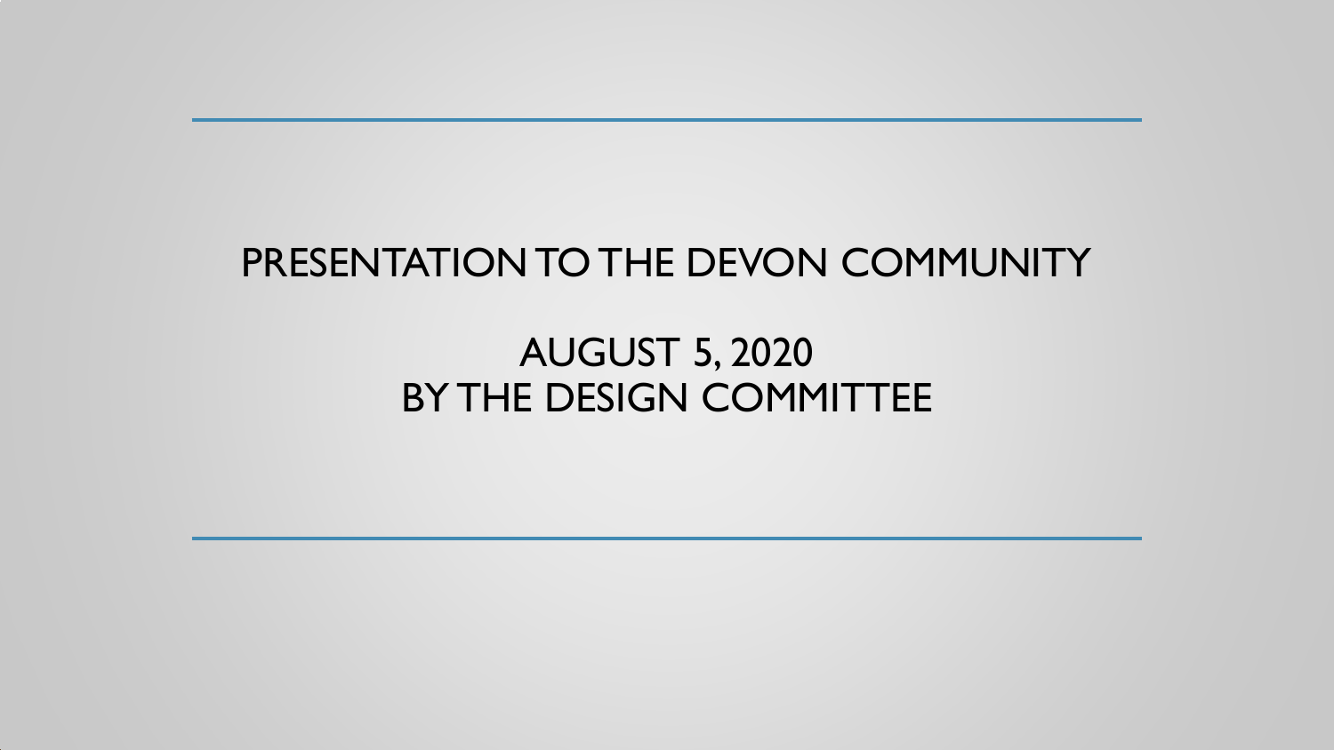# PRESENTATION TO THE DEVON COMMUNITY

## AUGUST 5, 2020
## BY THE DESIGN COMMITTEE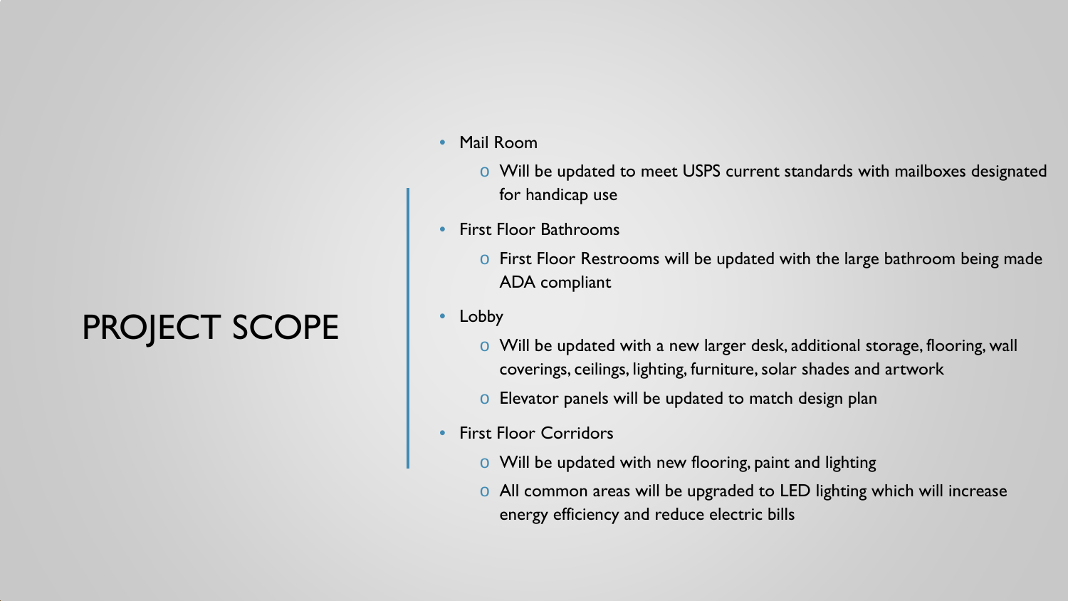# PROJECT SCOPE

- Mail Room
  - Will be updated to meet USPS current standards with mailboxes designated for handicap use
- First Floor Bathrooms
  - First Floor Restrooms will be updated with the large bathroom being made ADA compliant
- Lobby
  - Will be updated with a new larger desk, additional storage, flooring, wall coverings, ceilings, lighting, furniture, solar shades and artwork
  - Elevator panels will be updated to match design plan
- First Floor Corridors
  - Will be updated with new flooring, paint and lighting
  - All common areas will be upgraded to LED lighting which will increase energy efficiency and reduce electric bills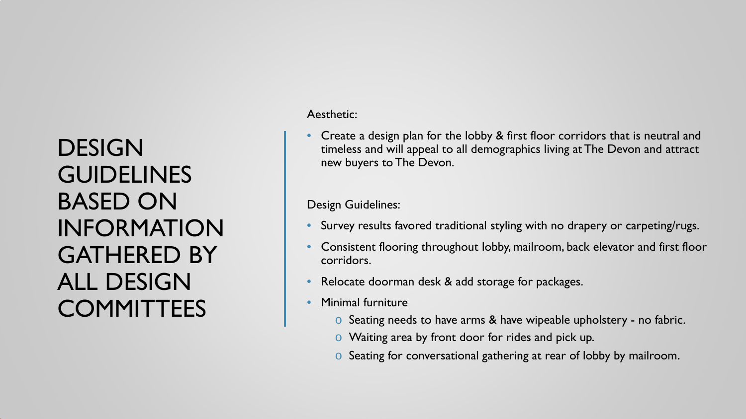# DESIGN GUIDELINES BASED ON INFORMATION GATHERED BY ALL DESIGN COMMITTEES

Aesthetic:

- Create a design plan for the lobby & first floor corridors that is neutral and timeless and will appeal to all demographics living at The Devon and attract new buyers to The Devon.

Design Guidelines:

- Survey results favored traditional styling with no drapery or carpeting/rugs.
- Consistent flooring throughout lobby, mailroom, back elevator and first floor corridors.
- Relocate doorman desk & add storage for packages.
- Minimal furniture
  - Seating needs to have arms & have wipeable upholstery - no fabric.
  - Waiting area by front door for rides and pick up.
  - Seating for conversational gathering at rear of lobby by mailroom.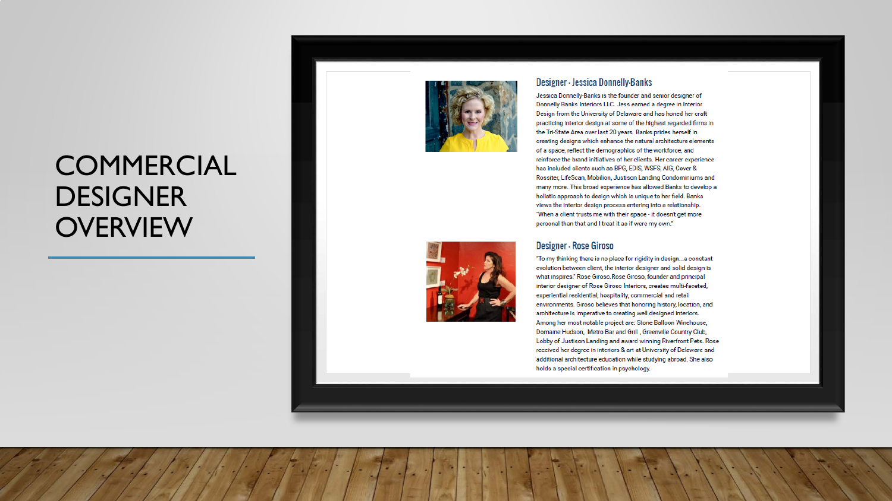# COMMERCIAL DESIGNER OVERVIEW

### Designer - Jessica Donnelly-Banks

Jessica Donnelly-Banks is the founder and senior designer of Donnelly Banks Interiors LLC. Jess earned a degree in Interior Design from the University of Delaware and has honed her craft practicing interior design at some of the highest regarded firms in the Tri-State Area over last 20 years. Banks prides herself in creating designs which enhance the natural architecture elements of a space, reflect the demographics of the workforce, and reinforce the brand initiatives of her clients. Her career experience has included clients such as BPG, EDIS, WSFS, AIG, Cover & Rossiter, LifeScan, Mobilion, Justison Landing Condominiums and many more. This broad experience has allowed Banks to develop a holistic approach to design which is unique to her field. Banks views the interior design process entering into a relationship. "When a client trusts me with their space - it doesnt get more personal than that and I treat it as if were my own."

### Designer - Rose Giroso

"To my thinking there is no place for rigidity in design...a constant evolution between client, the interior designer and solid design is what inspires." Rose Giroso.Rose Giroso, founder and principal interior designer of Rose Giroso Interiors, creates multi-faceted, experiential residential, hospitality, commercial and retail environments. Giroso believes that honoring history, location, and architecture is imperative to creating well designed interiors. Among her most notable project are: Stone Balloon Winehouse, Domaine Hudson, Metro Bar and Grill , Greenville Country Club, Lobby of Justison Landing and award winning Riverfront Pets. Rose received her degree in interiors & art at University of Delaware and additional architecture education while studying abroad. She also holds a special certification in psychology.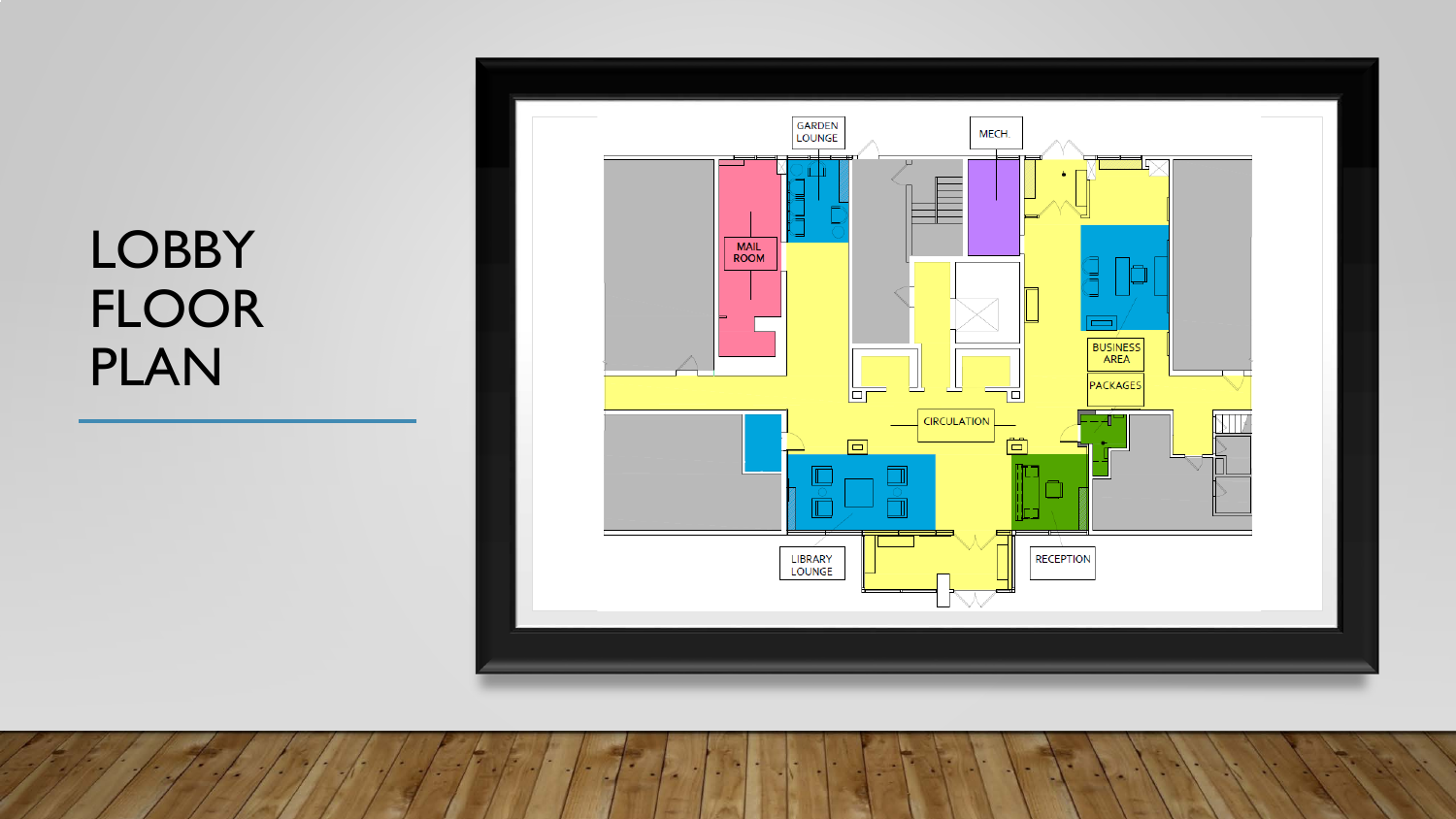# LOBBY FLOOR PLAN

GARDEN LOUNGE

MECH.

MAIL ROOM

BUSINESS AREA

PACKAGES

CIRCULATION

LIBRARY LOUNGE

RECEPTION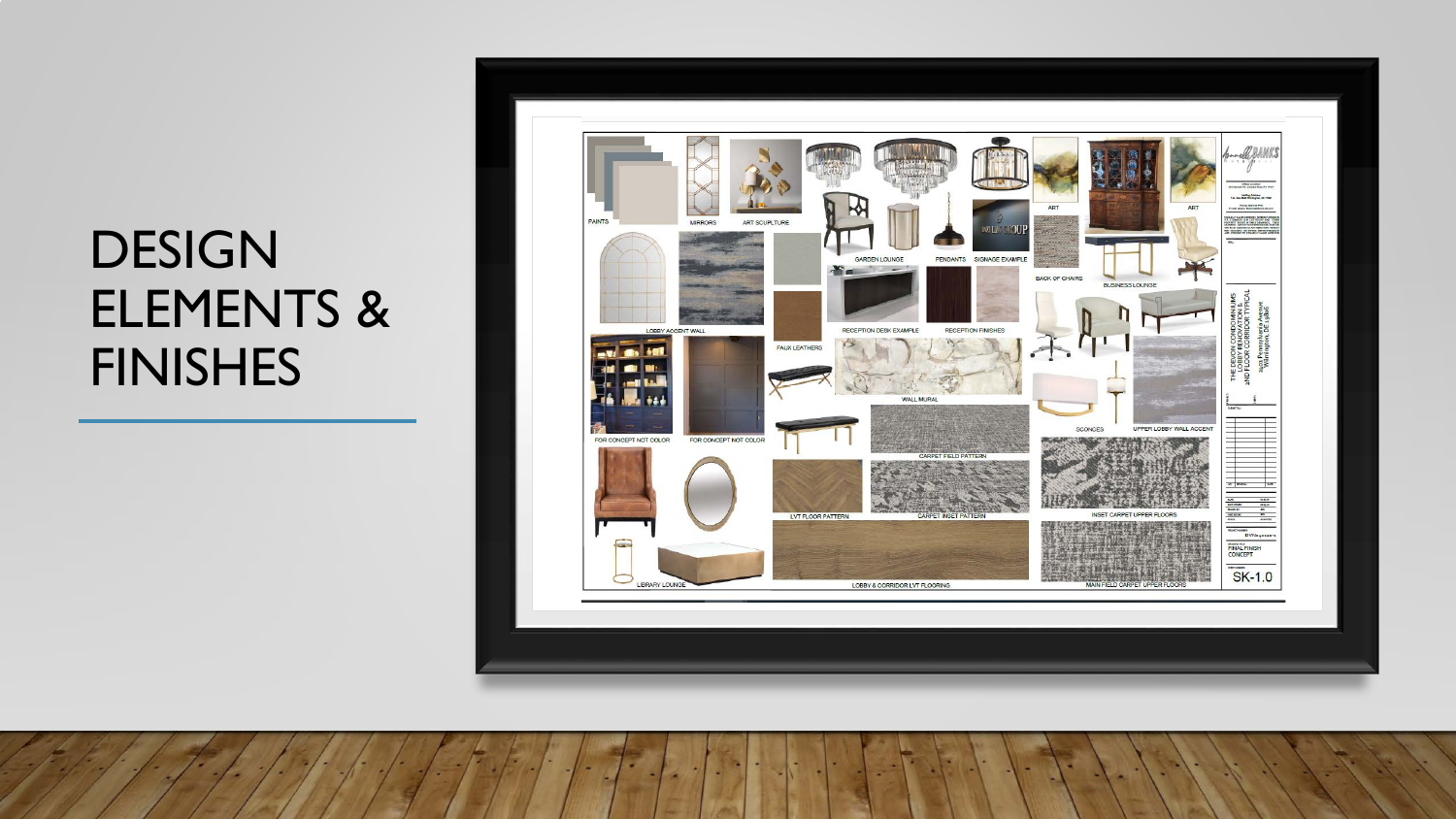# DESIGN ELEMENTS & FINISHES

PAINTS

MIRRORS

ART SCULPTURE

GARDEN LOUNGE

PENDANTS

SIGNAGE EXAMPLE

ART

ART

BACK OF CHAIRS

BUSINESS LOUNGE

LOBBY ACCENT WALL

FAUX LEATHERS

RECEPTION DESK EXAMPLE

RECEPTION FINISHES

FOR CONCEPT NOT COLOR

FOR CONCEPT NOT COLOR

WALL MURAL

SCONCES

UPPER LOBBY WALL ACCENT

CARPET FIELD PATTERN

LVT FLOOR PATTERN

CARPET INSET PATTERN

INSET CARPET UPPER FLOORS

LIBRARY LOUNGE

LOBBY & CORRIDOR LVT FLOORING

MAIN FIELD CARPET UPPER FLOORS

THE DEVON CONDOMINIUMS
LOBBY RENOVATION &
2ND FLOOR CORRIDOR TYPICAL
2401 Pennsylvania Avenue
Wilmington, DE 19806

FINAL FINISH CONCEPT

SK-1.0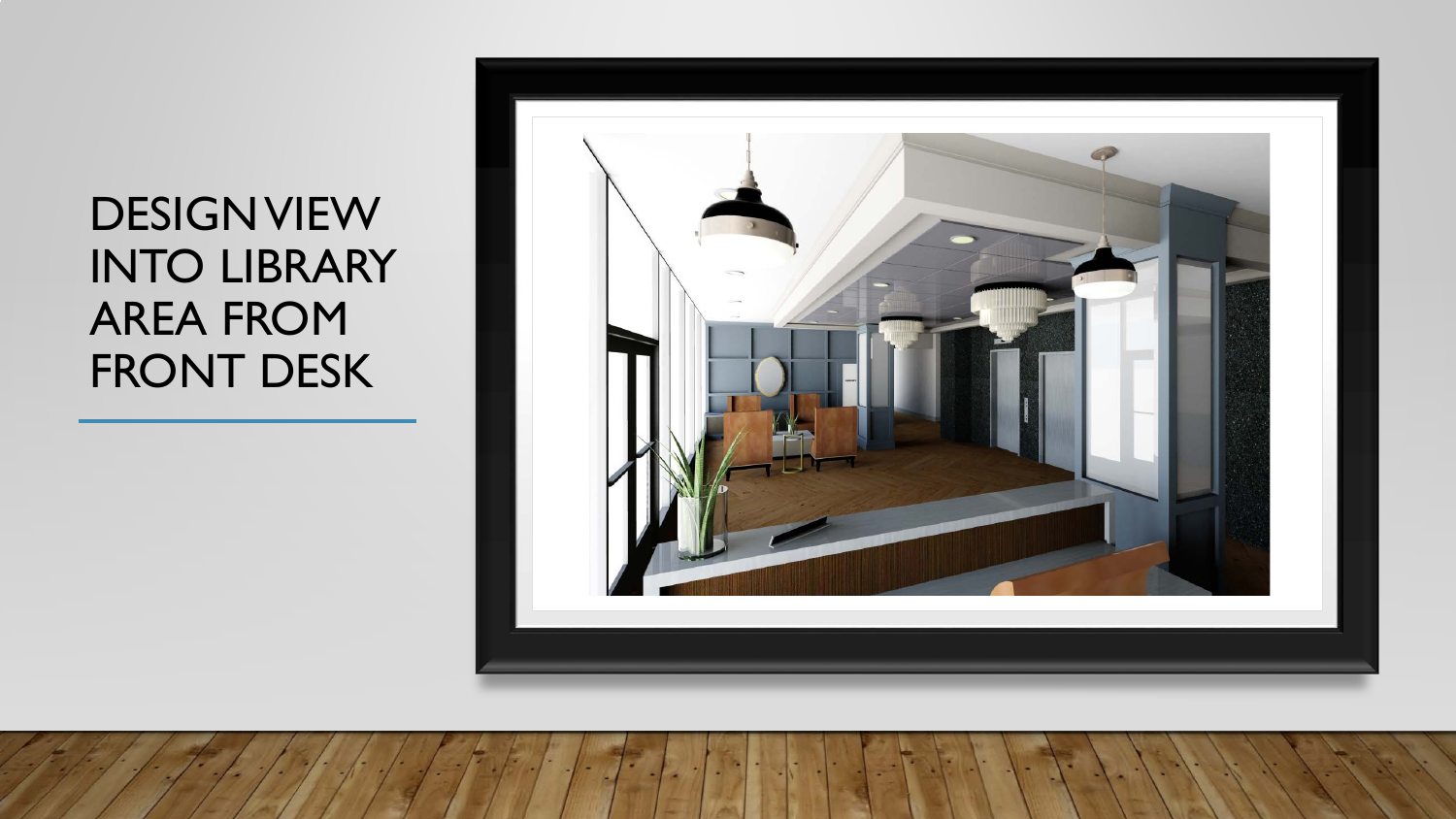# DESIGN VIEW INTO LIBRARY AREA FROM FRONT DESK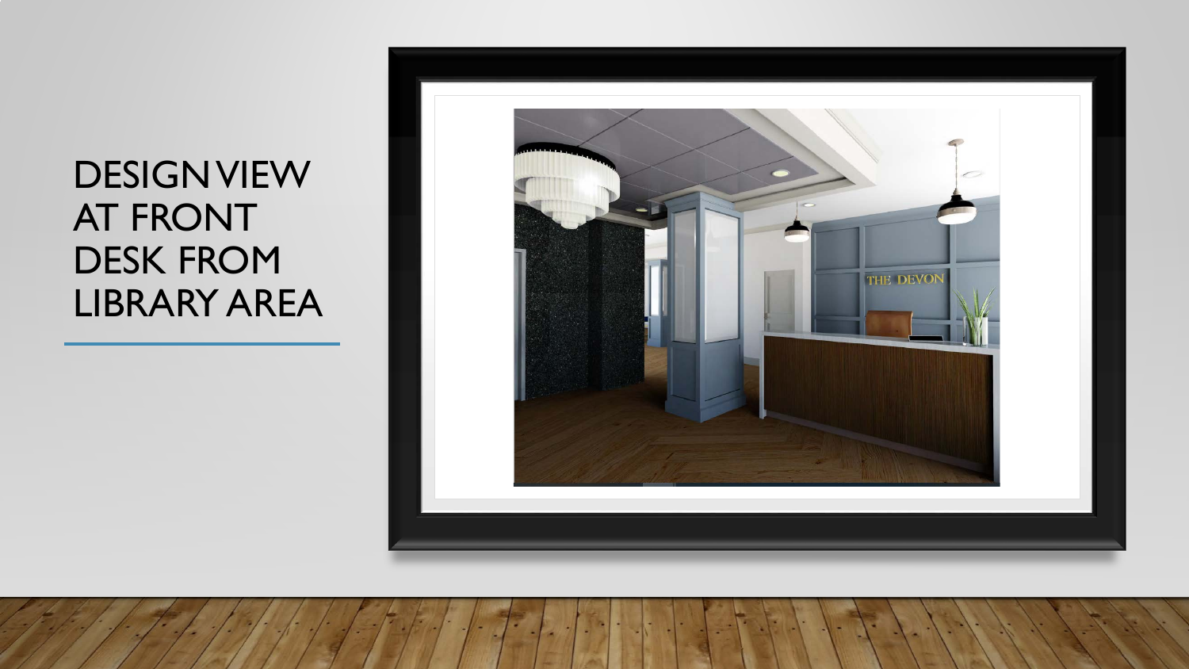# DESIGN VIEW AT FRONT DESK FROM LIBRARY AREA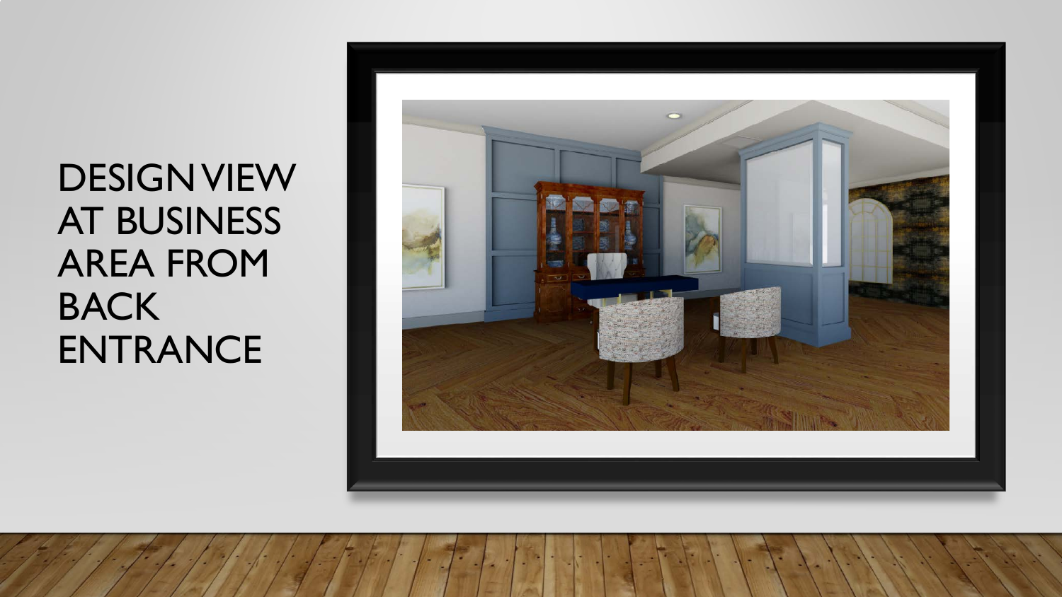# DESIGN VIEW AT BUSINESS AREA FROM BACK ENTRANCE